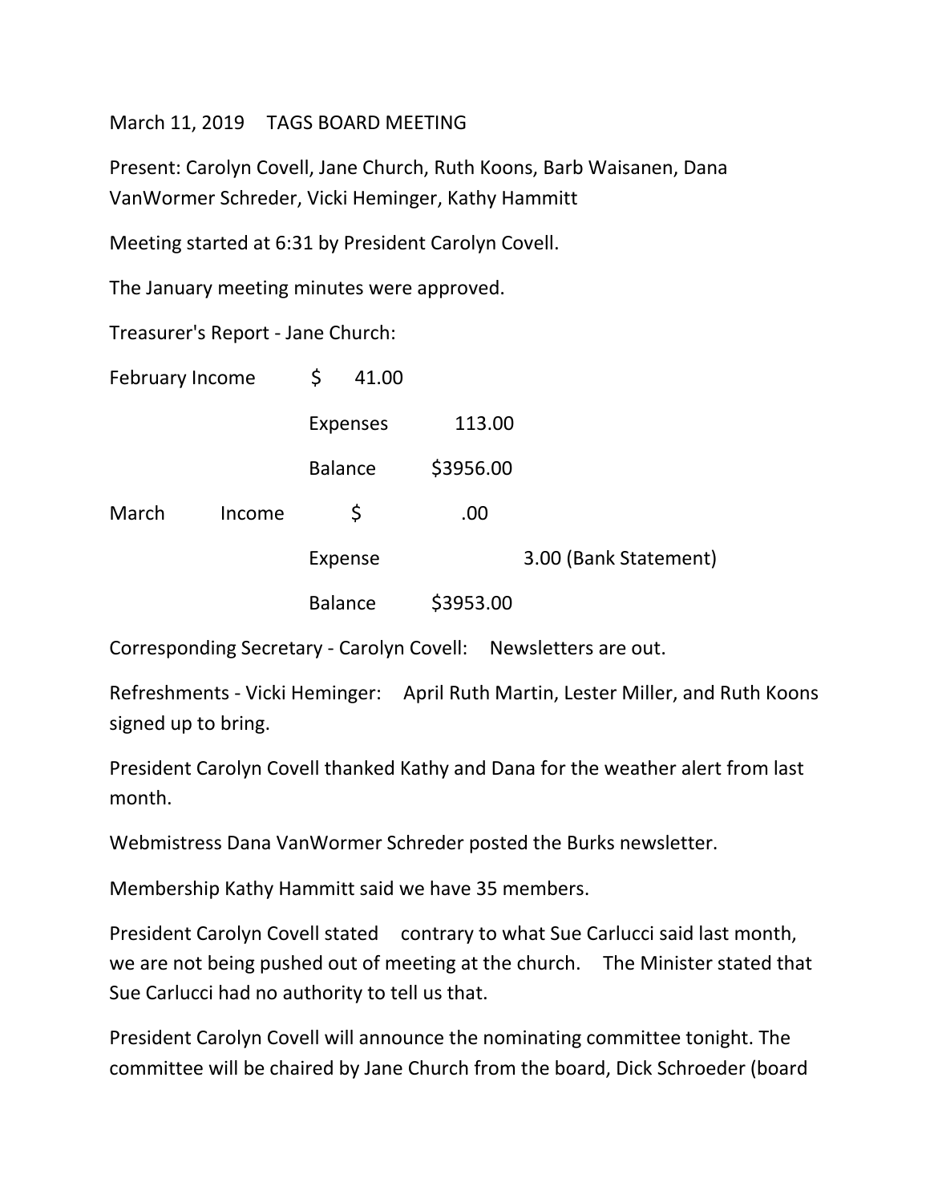March 11, 2019 TAGS BOARD MEETING

Present: Carolyn Covell, Jane Church, Ruth Koons, Barb Waisanen, Dana VanWormer Schreder, Vicki Heminger, Kathy Hammitt

Meeting started at 6:31 by President Carolyn Covell.

The January meeting minutes were approved.

Treasurer's Report - Jane Church:

| | | | | |
|---|---|---|---|---|
| February Income | | $ 41.00 | | |
| | | Expenses | 113.00 | |
| | | Balance | $3956.00 | |
| March | Income | $ | .00 | |
| | | Expense | | 3.00 (Bank Statement) |
| | | Balance | $3953.00 | |

Corresponding Secretary - Carolyn Covell: Newsletters are out.

Refreshments - Vicki Heminger: April Ruth Martin, Lester Miller, and Ruth Koons signed up to bring.

President Carolyn Covell thanked Kathy and Dana for the weather alert from last month.

Webmistress Dana VanWormer Schreder posted the Burks newsletter.

Membership Kathy Hammitt said we have 35 members.

President Carolyn Covell stated contrary to what Sue Carlucci said last month, we are not being pushed out of meeting at the church. The Minister stated that Sue Carlucci had no authority to tell us that.

President Carolyn Covell will announce the nominating committee tonight. The committee will be chaired by Jane Church from the board, Dick Schroeder (board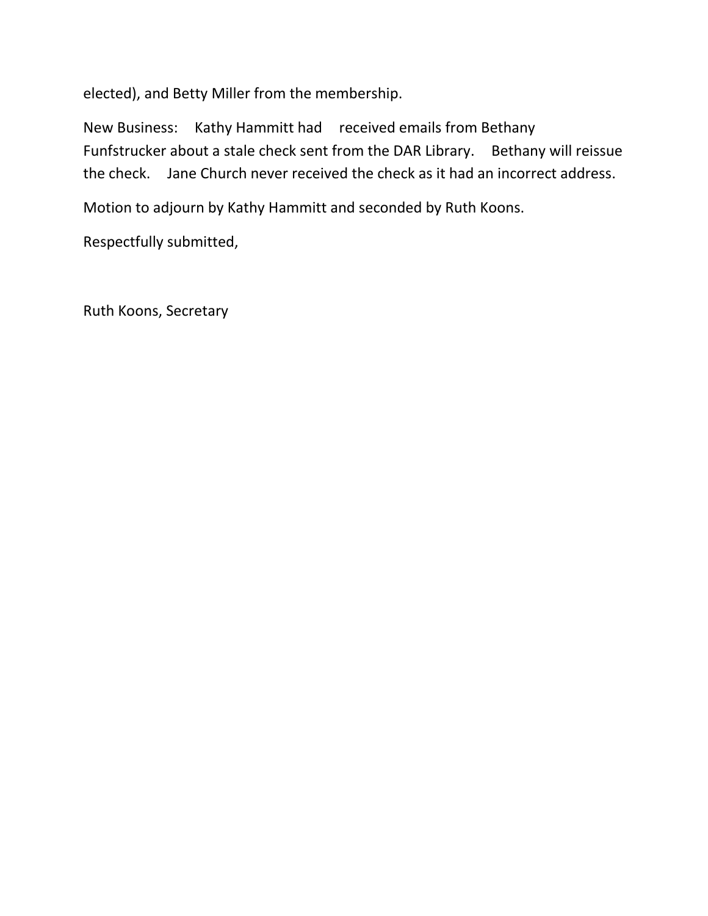elected), and Betty Miller from the membership.

New Business: Kathy Hammitt had received emails from Bethany Funfstrucker about a stale check sent from the DAR Library. Bethany will reissue the check. Jane Church never received the check as it had an incorrect address.

Motion to adjourn by Kathy Hammitt and seconded by Ruth Koons.

Respectfully submitted,

Ruth Koons, Secretary